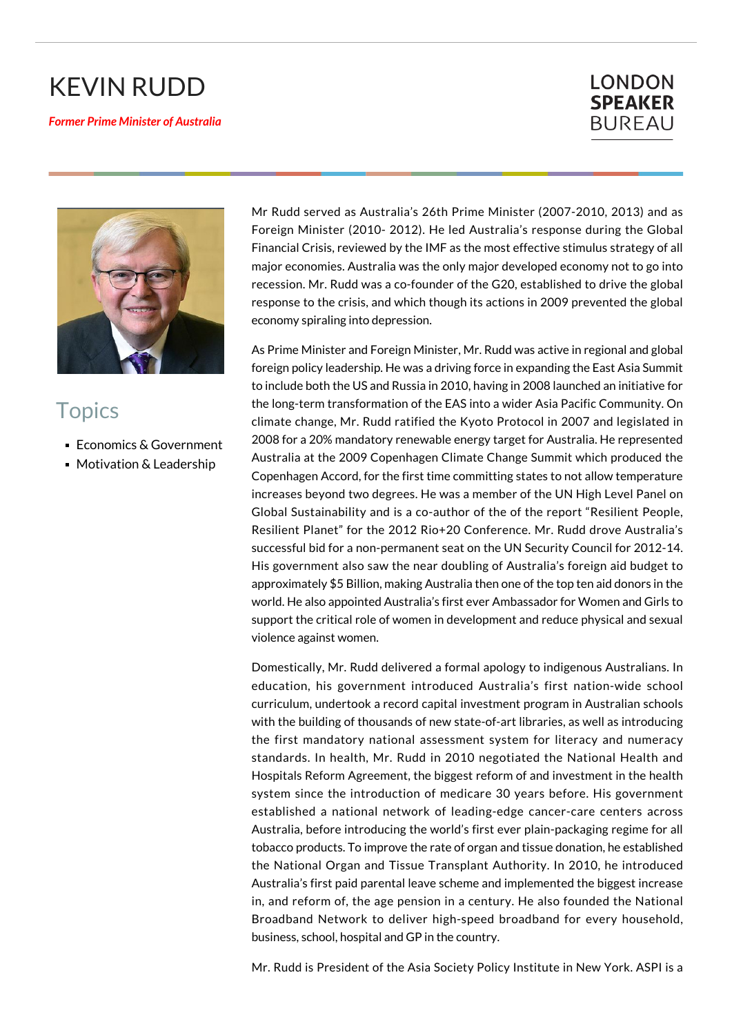# KEVIN RUDD

***Former Prime Minister of Australia***

LONDON **SPEAKER** BUREAU

## Topics

- Economics & Government
- Motivation & Leadership

Mr Rudd served as Australia's 26th Prime Minister (2007-2010, 2013) and as Foreign Minister (2010- 2012). He led Australia's response during the Global Financial Crisis, reviewed by the IMF as the most effective stimulus strategy of all major economies. Australia was the only major developed economy not to go into recession. Mr. Rudd was a co-founder of the G20, established to drive the global response to the crisis, and which though its actions in 2009 prevented the global economy spiraling into depression.

As Prime Minister and Foreign Minister, Mr. Rudd was active in regional and global foreign policy leadership. He was a driving force in expanding the East Asia Summit to include both the US and Russia in 2010, having in 2008 launched an initiative for the long-term transformation of the EAS into a wider Asia Pacific Community. On climate change, Mr. Rudd ratified the Kyoto Protocol in 2007 and legislated in 2008 for a 20% mandatory renewable energy target for Australia. He represented Australia at the 2009 Copenhagen Climate Change Summit which produced the Copenhagen Accord, for the first time committing states to not allow temperature increases beyond two degrees. He was a member of the UN High Level Panel on Global Sustainability and is a co-author of the of the report "Resilient People, Resilient Planet" for the 2012 Rio+20 Conference. Mr. Rudd drove Australia's successful bid for a non-permanent seat on the UN Security Council for 2012-14. His government also saw the near doubling of Australia's foreign aid budget to approximately $5 Billion, making Australia then one of the top ten aid donors in the world. He also appointed Australia's first ever Ambassador for Women and Girls to support the critical role of women in development and reduce physical and sexual violence against women.

Domestically, Mr. Rudd delivered a formal apology to indigenous Australians. In education, his government introduced Australia's first nation-wide school curriculum, undertook a record capital investment program in Australian schools with the building of thousands of new state-of-art libraries, as well as introducing the first mandatory national assessment system for literacy and numeracy standards. In health, Mr. Rudd in 2010 negotiated the National Health and Hospitals Reform Agreement, the biggest reform of and investment in the health system since the introduction of medicare 30 years before. His government established a national network of leading-edge cancer-care centers across Australia, before introducing the world's first ever plain-packaging regime for all tobacco products. To improve the rate of organ and tissue donation, he established the National Organ and Tissue Transplant Authority. In 2010, he introduced Australia's first paid parental leave scheme and implemented the biggest increase in, and reform of, the age pension in a century. He also founded the National Broadband Network to deliver high-speed broadband for every household, business, school, hospital and GP in the country.

Mr. Rudd is President of the Asia Society Policy Institute in New York. ASPI is a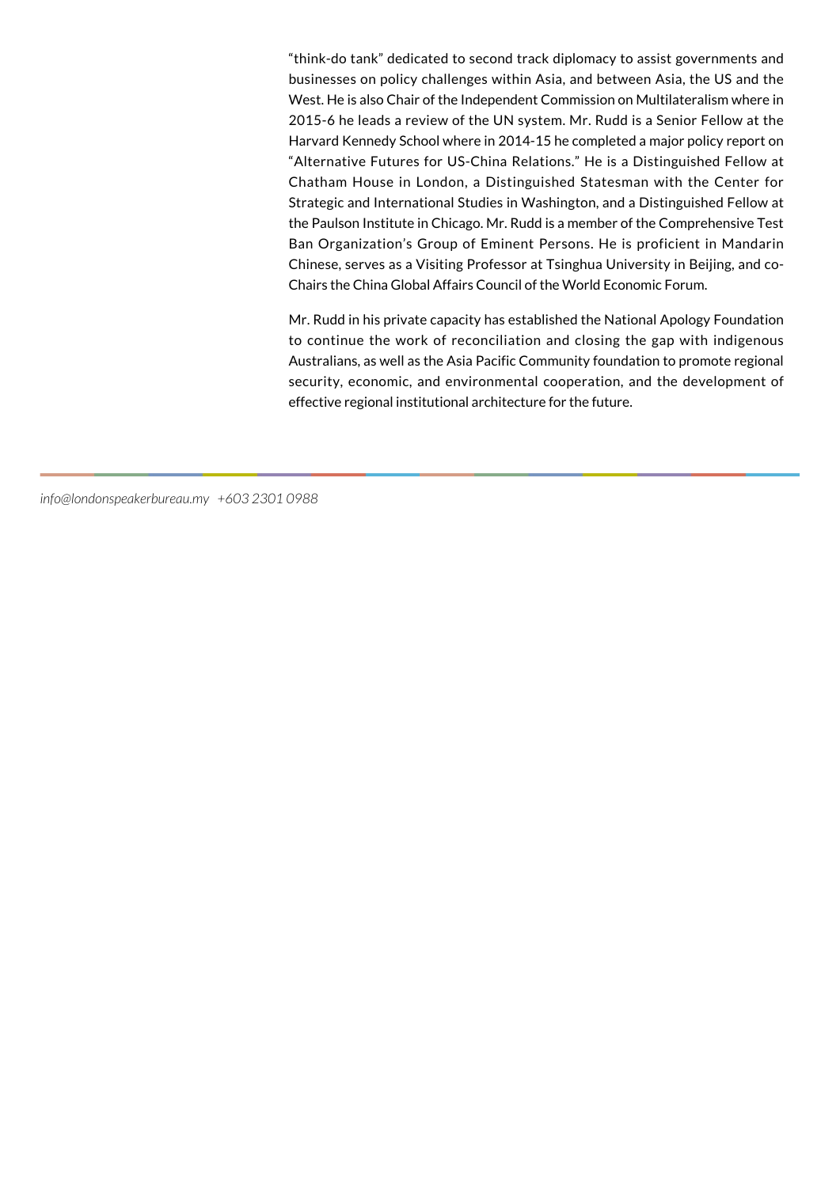"think-do tank" dedicated to second track diplomacy to assist governments and businesses on policy challenges within Asia, and between Asia, the US and the West. He is also Chair of the Independent Commission on Multilateralism where in 2015-6 he leads a review of the UN system. Mr. Rudd is a Senior Fellow at the Harvard Kennedy School where in 2014-15 he completed a major policy report on "Alternative Futures for US-China Relations." He is a Distinguished Fellow at Chatham House in London, a Distinguished Statesman with the Center for Strategic and International Studies in Washington, and a Distinguished Fellow at the Paulson Institute in Chicago. Mr. Rudd is a member of the Comprehensive Test Ban Organization's Group of Eminent Persons. He is proficient in Mandarin Chinese, serves as a Visiting Professor at Tsinghua University in Beijing, and co-Chairs the China Global Affairs Council of the World Economic Forum.

Mr. Rudd in his private capacity has established the National Apology Foundation to continue the work of reconciliation and closing the gap with indigenous Australians, as well as the Asia Pacific Community foundation to promote regional security, economic, and environmental cooperation, and the development of effective regional institutional architecture for the future.